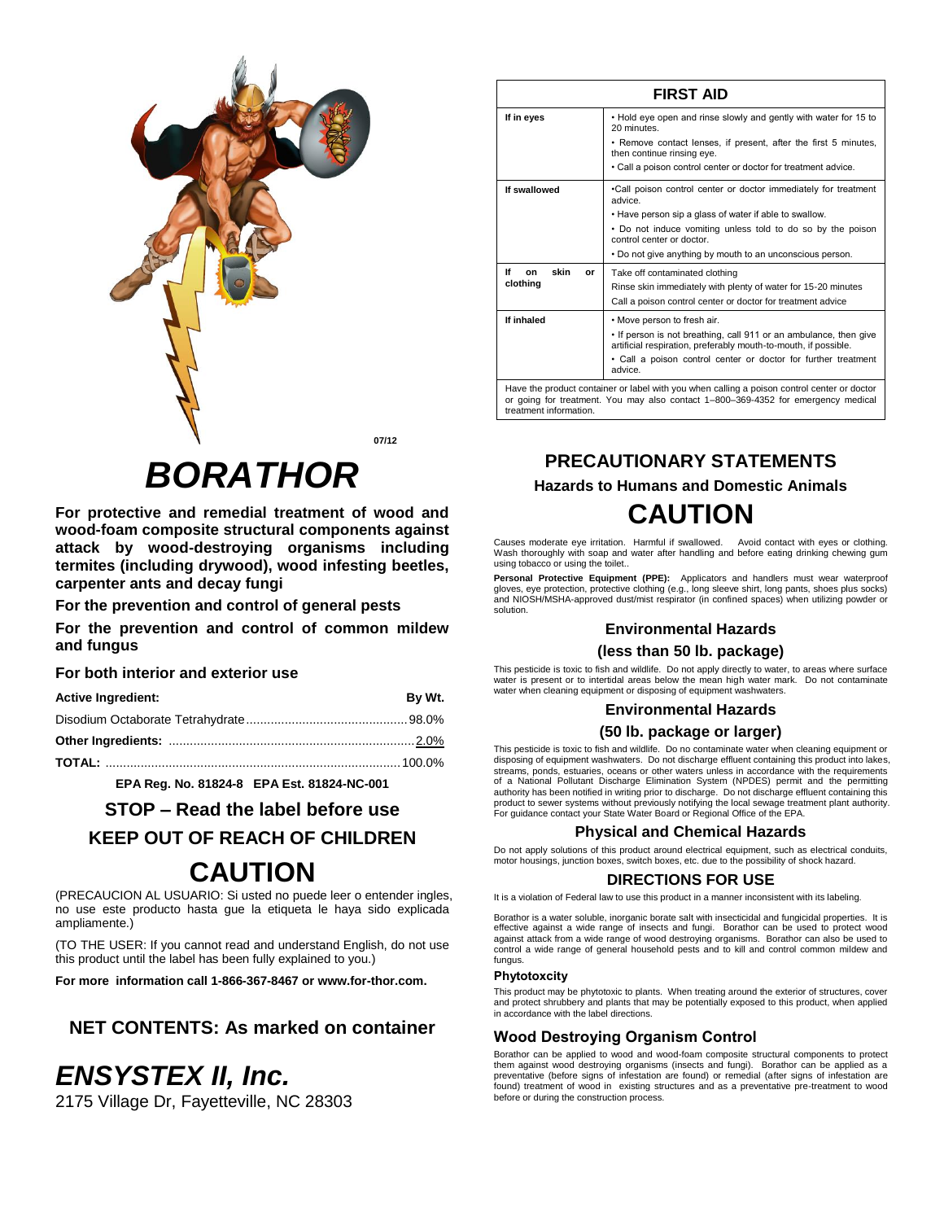07/12

# BORATHOR

**For protective and remedial treatment of wood and wood-foam composite structural components against attack by wood-destroying organisms including termites (including drywood), wood infesting beetles, carpenter ants and decay fungi**

**For the prevention and control of general pests**

**For the prevention and control of common mildew and fungus**

**For both interior and exterior use**

| **Active Ingredient:** | **By Wt.** |
|---|---|
| Disodium Octaborate Tetrahydrate | 98.0% |
| **Other Ingredients:** | 2.0% |
| **TOTAL:** | 100.0% |

**EPA Reg. No. 81824-8 EPA Est. 81824-NC-001**

### STOP – Read the label before use

### KEEP OUT OF REACH OF CHILDREN

## CAUTION

(PRECAUCION AL USUARIO: Si usted no puede leer o entender ingles, no use este producto hasta gue la etiqueta le haya sido explicada ampliamente.)

(TO THE USER: If you cannot read and understand English, do not use this product until the label has been fully explained to you.)

**For more information call 1-866-367-8467 or www.for-thor.com.**

### NET CONTENTS: As marked on container

## *ENSYSTEX II, Inc.*

2175 Village Dr, Fayetteville, NC 28303

| FIRST AID | |
|---|---|
| **If in eyes** | • Hold eye open and rinse slowly and gently with water for 15 to 20 minutes.<br>• Remove contact lenses, if present, after the first 5 minutes, then continue rinsing eye.<br>• Call a poison control center or doctor for treatment advice. |
| **If swallowed** | •Call poison control center or doctor immediately for treatment advice.<br>• Have person sip a glass of water if able to swallow.<br>• Do not induce vomiting unless told to do so by the poison control center or doctor.<br>• Do not give anything by mouth to an unconscious person. |
| **If on skin or clothing** | Take off contaminated clothing<br>Rinse skin immediately with plenty of water for 15-20 minutes<br>Call a poison control center or doctor for treatment advice |
| **If inhaled** | • Move person to fresh air.<br>• If person is not breathing, call 911 or an ambulance, then give artificial respiration, preferably mouth-to-mouth, if possible.<br>• Call a poison control center or doctor for further treatment advice. |
| Have the product container or label with you when calling a poison control center or doctor or going for treatment. You may also contact 1–800–369-4352 for emergency medical treatment information. | |

## PRECAUTIONARY STATEMENTS

### Hazards to Humans and Domestic Animals

## CAUTION

Causes moderate eye irritation. Harmful if swallowed. Avoid contact with eyes or clothing. Wash thoroughly with soap and water after handling and before eating drinking chewing gum using tobacco or using the toilet..

**Personal Protective Equipment (PPE):** Applicators and handlers must wear waterproof gloves, eye protection, protective clothing (e.g., long sleeve shirt, long pants, shoes plus socks) and NIOSH/MSHA-approved dust/mist respirator (in confined spaces) when utilizing powder or solution.

### Environmental Hazards

### (less than 50 lb. package)

This pesticide is toxic to fish and wildlife. Do not apply directly to water, to areas where surface water is present or to intertidal areas below the mean high water mark. Do not contaminate water when cleaning equipment or disposing of equipment washwaters.

### Environmental Hazards

### (50 lb. package or larger)

This pesticide is toxic to fish and wildlife. Do no contaminate water when cleaning equipment or disposing of equipment washwaters. Do not discharge effluent containing this product into lakes, streams, ponds, estuaries, oceans or other waters unless in accordance with the requirements of a National Pollutant Discharge Elimination System (NPDES) permit and the permitting authority has been notified in writing prior to discharge. Do not discharge effluent containing this product to sewer systems without previously notifying the local sewage treatment plant authority. For guidance contact your State Water Board or Regional Office of the EPA.

### Physical and Chemical Hazards

Do not apply solutions of this product around electrical equipment, such as electrical conduits, motor housings, junction boxes, switch boxes, etc. due to the possibility of shock hazard.

### DIRECTIONS FOR USE

It is a violation of Federal law to use this product in a manner inconsistent with its labeling.

Borathor is a water soluble, inorganic borate salt with insecticidal and fungicidal properties. It is effective against a wide range of insects and fungi. Borathor can be used to protect wood against attack from a wide range of wood destroying organisms. Borathor can also be used to control a wide range of general household pests and to kill and control common mildew and fungus.

#### Phytotoxcity

This product may be phytotoxic to plants. When treating around the exterior of structures, cover and protect shrubbery and plants that may be potentially exposed to this product, when applied in accordance with the label directions.

### Wood Destroying Organism Control

Borathor can be applied to wood and wood-foam composite structural components to protect them against wood destroying organisms (insects and fungi). Borathor can be applied as a preventative (before signs of infestation are found) or remedial (after signs of infestation are found) treatment of wood in existing structures and as a preventative pre-treatment to wood before or during the construction process.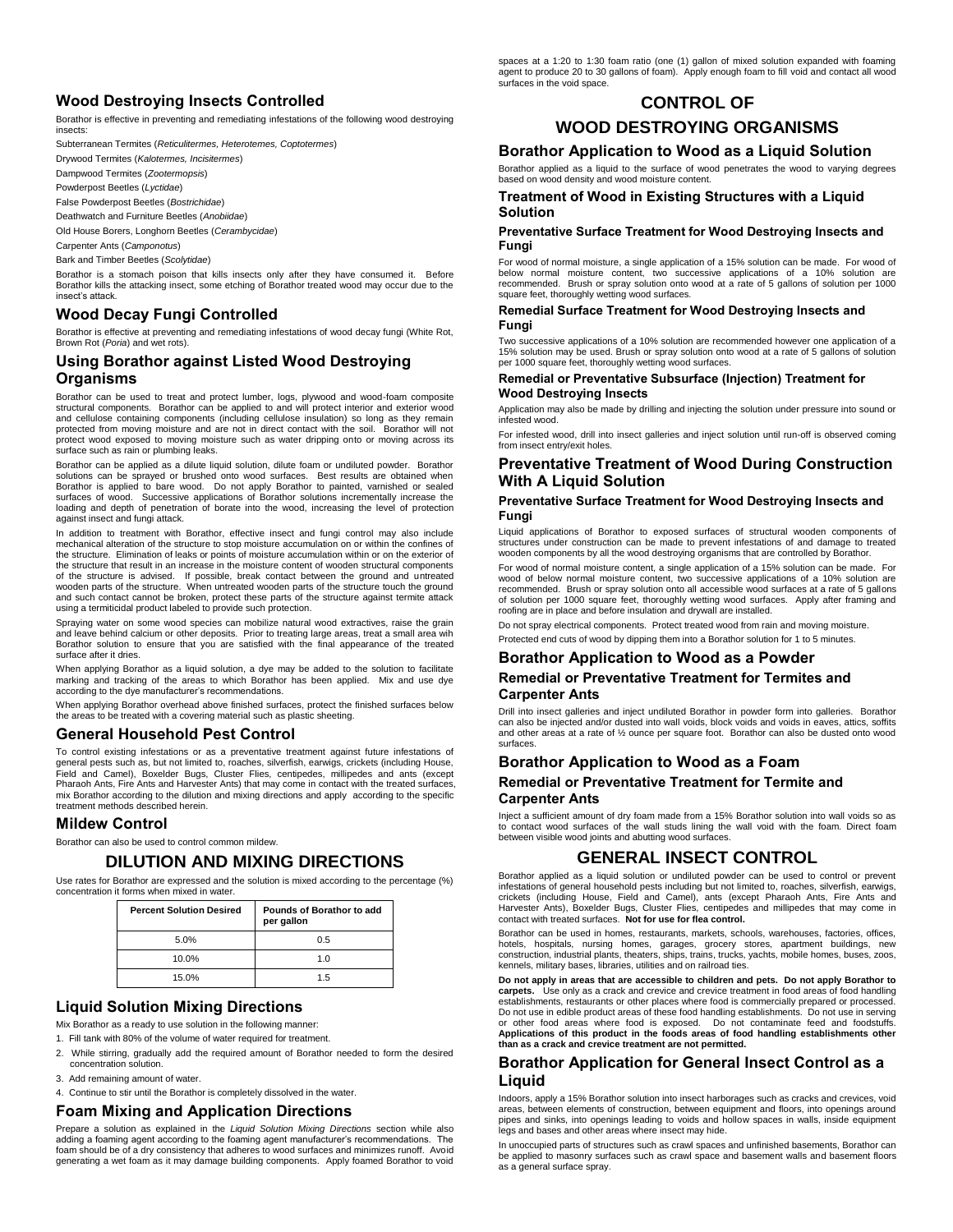## Wood Destroying Insects Controlled

Borathor is effective in preventing and remediating infestations of the following wood destroying insects:

Subterranean Termites (*Reticulitermes, Heterotemes, Coptotermes*)

Drywood Termites (*Kalotermes, Incisitermes*)

Dampwood Termites (*Zootermopsis*)

Powderpost Beetles (*Lyctidae*)

False Powderpost Beetles (*Bostrichidae*)

Deathwatch and Furniture Beetles (*Anobiidae*)

Old House Borers, Longhorn Beetles (*Cerambycidae*)

Carpenter Ants (*Camponotus*)

Bark and Timber Beetles (*Scolytidae*)

Borathor is a stomach poison that kills insects only after they have consumed it. Before Borathor kills the attacking insect, some etching of Borathor treated wood may occur due to the insect's attack.

## Wood Decay Fungi Controlled

Borathor is effective at preventing and remediating infestations of wood decay fungi (White Rot, Brown Rot (*Poria*) and wet rots).

## Using Borathor against Listed Wood Destroying Organisms

Borathor can be used to treat and protect lumber, logs, plywood and wood-foam composite structural components. Borathor can be applied to and will protect interior and exterior wood and cellulose containing components (including cellulose insulation) so long as they remain protected from moving moisture and are not in direct contact with the soil. Borathor will not protect wood exposed to moving moisture such as water dripping onto or moving across its surface such as rain or plumbing leaks.

Borathor can be applied as a dilute liquid solution, dilute foam or undiluted powder. Borathor solutions can be sprayed or brushed onto wood surfaces. Best results are obtained when Borathor is applied to bare wood. Do not apply Borathor to painted, varnished or sealed surfaces of wood. Successive applications of Borathor solutions incrementally increase the loading and depth of penetration of borate into the wood, increasing the level of protection against insect and fungi attack.

In addition to treatment with Borathor, effective insect and fungi control may also include mechanical alteration of the structure to stop moisture accumulation on or within the confines of the structure. Elimination of leaks or points of moisture accumulation within or on the exterior of the structure that result in an increase in the moisture content of wooden structural components of the structure is advised. If possible, break contact between the ground and untreated wooden parts of the structure. When untreated wooden parts of the structure touch the ground and such contact cannot be broken, protect these parts of the structure against termite attack using a termiticidal product labeled to provide such protection.

Spraying water on some wood species can mobilize natural wood extractives, raise the grain and leave behind calcium or other deposits. Prior to treating large areas, treat a small area wih Borathor solution to ensure that you are satisfied with the final appearance of the treated surface after it dries.

When applying Borathor as a liquid solution, a dye may be added to the solution to facilitate marking and tracking of the areas to which Borathor has been applied. Mix and use dye according to the dye manufacturer's recommendations.

When applying Borathor overhead above finished surfaces, protect the finished surfaces below the areas to be treated with a covering material such as plastic sheeting.

## General Household Pest Control

To control existing infestations or as a preventative treatment against future infestations of general pests such as, but not limited to, roaches, silverfish, earwigs, crickets (including House, Field and Camel), Boxelder Bugs, Cluster Flies, centipedes, millipedes and ants (except Pharaoh Ants, Fire Ants and Harvester Ants) that may come in contact with the treated surfaces, mix Borathor according to the dilution and mixing directions and apply according to the specific treatment methods described herein.

## Mildew Control

Borathor can also be used to control common mildew.

# DILUTION AND MIXING DIRECTIONS

Use rates for Borathor are expressed and the solution is mixed according to the percentage (%) concentration it forms when mixed in water.

| Percent Solution Desired | Pounds of Borathor to add per gallon |
|---|---|
| 5.0% | 0.5 |
| 10.0% | 1.0 |
| 15.0% | 1.5 |

## Liquid Solution Mixing Directions

Mix Borathor as a ready to use solution in the following manner:

1. Fill tank with 80% of the volume of water required for treatment.
2. While stirring, gradually add the required amount of Borathor needed to form the desired concentration solution.
3. Add remaining amount of water.
4. Continue to stir until the Borathor is completely dissolved in the water.

## Foam Mixing and Application Directions

Prepare a solution as explained in the *Liquid Solution Mixing Directions* section while also adding a foaming agent according to the foaming agent manufacturer's recommendations. The foam should be of a dry consistency that adheres to wood surfaces and minimizes runoff. Avoid generating a wet foam as it may damage building components. Apply foamed Borathor to void spaces at a 1:20 to 1:30 foam ratio (one (1) gallon of mixed solution expanded with foaming agent to produce 20 to 30 gallons of foam). Apply enough foam to fill void and contact all wood surfaces in the void space.

# CONTROL OF WOOD DESTROYING ORGANISMS

## Borathor Application to Wood as a Liquid Solution

Borathor applied as a liquid to the surface of wood penetrates the wood to varying degrees based on wood density and wood moisture content.

### Treatment of Wood in Existing Structures with a Liquid Solution

#### Preventative Surface Treatment for Wood Destroying Insects and Fungi

For wood of normal moisture, a single application of a 15% solution can be made. For wood of below normal moisture content, two successive applications of a 10% solution are recommended. Brush or spray solution onto wood at a rate of 5 gallons of solution per 1000 square feet, thoroughly wetting wood surfaces.

#### Remedial Surface Treatment for Wood Destroying Insects and Fungi

Two successive applications of a 10% solution are recommended however one application of a 15% solution may be used. Brush or spray solution onto wood at a rate of 5 gallons of solution per 1000 square feet, thoroughly wetting wood surfaces.

#### Remedial or Preventative Subsurface (Injection) Treatment for Wood Destroying Insects

Application may also be made by drilling and injecting the solution under pressure into sound or infested wood.

For infested wood, drill into insect galleries and inject solution until run-off is observed coming from insect entry/exit holes.

## Preventative Treatment of Wood During Construction With A Liquid Solution

#### Preventative Surface Treatment for Wood Destroying Insects and Fungi

Liquid applications of Borathor to exposed surfaces of structural wooden components of structures under construction can be made to prevent infestations of and damage to treated wooden components by all the wood destroying organisms that are controlled by Borathor.

For wood of normal moisture content, a single application of a 15% solution can be made. For wood of below normal moisture content, two successive applications of a 10% solution are recommended. Brush or spray solution onto all accessible wood surfaces at a rate of 5 gallons of solution per 1000 square feet, thoroughly wetting wood surfaces. Apply after framing and roofing are in place and before insulation and drywall are installed.

Do not spray electrical components. Protect treated wood from rain and moving moisture.

Protected end cuts of wood by dipping them into a Borathor solution for 1 to 5 minutes.

## Borathor Application to Wood as a Powder

### Remedial or Preventative Treatment for Termites and Carpenter Ants

Drill into insect galleries and inject undiluted Borathor in powder form into galleries. Borathor can also be injected and/or dusted into wall voids, block voids and voids in eaves, attics, soffits and other areas at a rate of ½ ounce per square foot. Borathor can also be dusted onto wood surfaces.

## Borathor Application to Wood as a Foam

### Remedial or Preventative Treatment for Termite and Carpenter Ants

Inject a sufficient amount of dry foam made from a 15% Borathor solution into wall voids so as to contact wood surfaces of the wall studs lining the wall void with the foam. Direct foam between visible wood joints and abutting wood surfaces.

# GENERAL INSECT CONTROL

Borathor applied as a liquid solution or undiluted powder can be used to control or prevent infestations of general household pests including but not limited to, roaches, silverfish, earwigs, crickets (including House, Field and Camel), ants (except Pharaoh Ants, Fire Ants and Harvester Ants), Boxelder Bugs, Cluster Flies, centipedes and millipedes that may come in contact with treated surfaces. **Not for use for flea control.**

Borathor can be used in homes, restaurants, markets, schools, warehouses, factories, offices, hotels, hospitals, nursing homes, garages, grocery stores, apartment buildings, new construction, industrial plants, theaters, ships, trains, trucks, yachts, mobile homes, buses, zoos, kennels, military bases, libraries, utilities and on railroad ties.

**Do not apply in areas that are accessible to children and pets. Do not apply Borathor to carpets.** Use only as a crack and crevice and crevice treatment in food areas of food handling establishments, restaurants or other places where food is commercially prepared or processed. Do not use in edible product areas of these food handling establishments. Do not use in serving or other food areas where food is exposed. Do not contaminate feed and foodstuffs. **Applications of this product in the foods areas of food handling establishments other than as a crack and crevice treatment are not permitted.**

## Borathor Application for General Insect Control as a Liquid

Indoors, apply a 15% Borathor solution into insect harborages such as cracks and crevices, void areas, between elements of construction, between equipment and floors, into openings around pipes and sinks, into openings leading to voids and hollow spaces in walls, inside equipment legs and bases and other areas where insect may hide.

In unoccupied parts of structures such as crawl spaces and unfinished basements, Borathor can be applied to masonry surfaces such as crawl space and basement walls and basement floors as a general surface spray.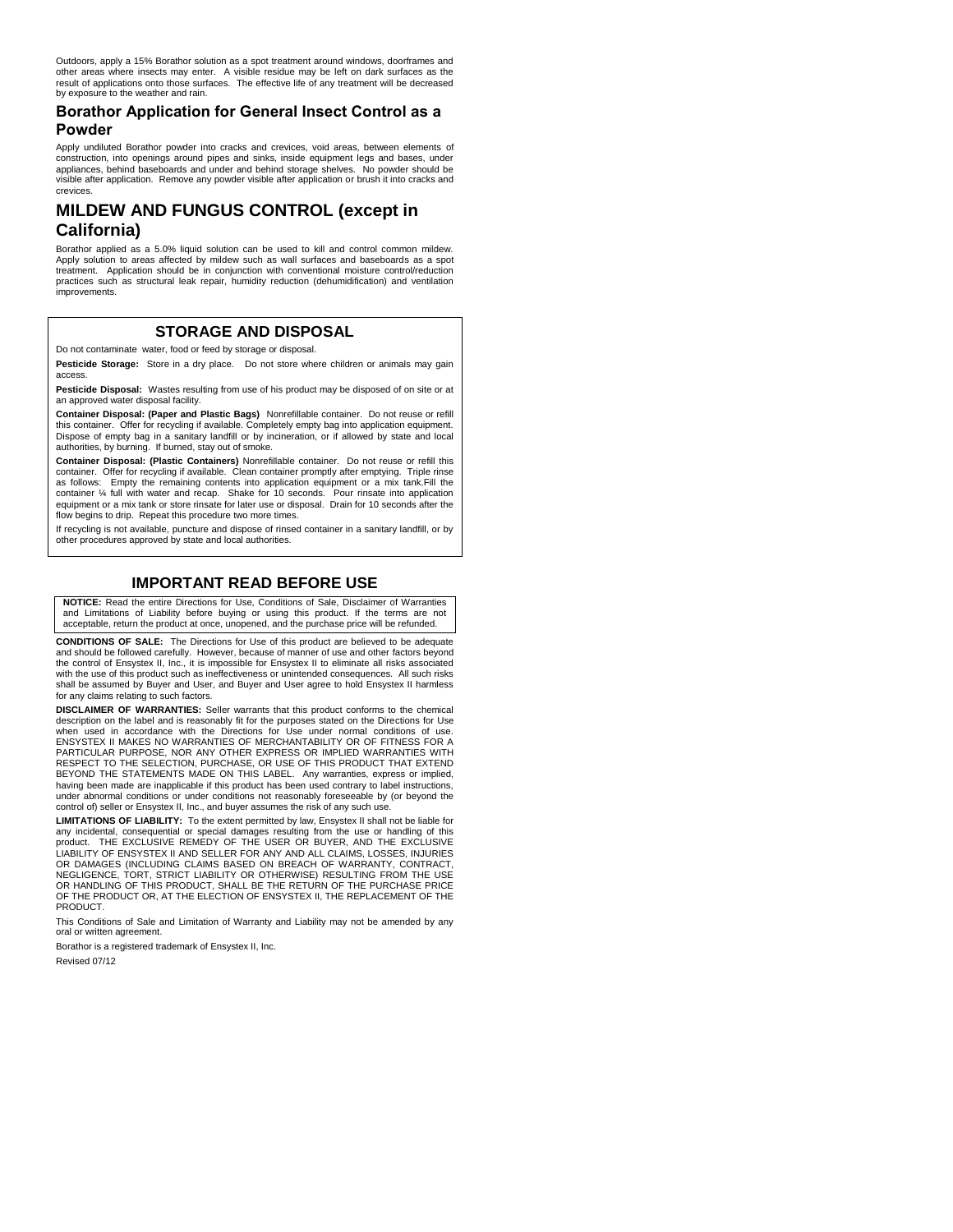Outdoors, apply a 15% Borathor solution as a spot treatment around windows, doorframes and other areas where insects may enter. A visible residue may be left on dark surfaces as the result of applications onto those surfaces. The effective life of any treatment will be decreased by exposure to the weather and rain.

### Borathor Application for General Insect Control as a Powder

Apply undiluted Borathor powder into cracks and crevices, void areas, between elements of construction, into openings around pipes and sinks, inside equipment legs and bases, under appliances, behind baseboards and under and behind storage shelves. No powder should be visible after application. Remove any powder visible after application or brush it into cracks and crevices.

## MILDEW AND FUNGUS CONTROL (except in California)

Borathor applied as a 5.0% liquid solution can be used to kill and control common mildew. Apply solution to areas affected by mildew such as wall surfaces and baseboards as a spot treatment. Application should be in conjunction with conventional moisture control/reduction practices such as structural leak repair, humidity reduction (dehumidification) and ventilation improvements.

## STORAGE AND DISPOSAL

Do not contaminate water, food or feed by storage or disposal.

**Pesticide Storage:** Store in a dry place. Do not store where children or animals may gain access.

**Pesticide Disposal:** Wastes resulting from use of his product may be disposed of on site or at an approved water disposal facility.

**Container Disposal: (Paper and Plastic Bags)** Nonrefillable container. Do not reuse or refill this container. Offer for recycling if available. Completely empty bag into application equipment. Dispose of empty bag in a sanitary landfill or by incineration, or if allowed by state and local authorities, by burning. If burned, stay out of smoke.

**Container Disposal: (Plastic Containers)** Nonrefillable container. Do not reuse or refill this container. Offer for recycling if available. Clean container promptly after emptying. Triple rinse as follows: Empty the remaining contents into application equipment or a mix tank.Fill the container ¼ full with water and recap. Shake for 10 seconds. Pour rinsate into application equipment or a mix tank or store rinsate for later use or disposal. Drain for 10 seconds after the flow begins to drip. Repeat this procedure two more times.

If recycling is not available, puncture and dispose of rinsed container in a sanitary landfill, or by other procedures approved by state and local authorities.

## IMPORTANT READ BEFORE USE

**NOTICE:** Read the entire Directions for Use, Conditions of Sale, Disclaimer of Warranties and Limitations of Liability before buying or using this product. If the terms are not acceptable, return the product at once, unopened, and the purchase price will be refunded.

**CONDITIONS OF SALE:** The Directions for Use of this product are believed to be adequate and should be followed carefully. However, because of manner of use and other factors beyond the control of Ensystex II, Inc., it is impossible for Ensystex II to eliminate all risks associated with the use of this product such as ineffectiveness or unintended consequences. All such risks shall be assumed by Buyer and User, and Buyer and User agree to hold Ensystex II harmless for any claims relating to such factors.

**DISCLAIMER OF WARRANTIES:** Seller warrants that this product conforms to the chemical description on the label and is reasonably fit for the purposes stated on the Directions for Use when used in accordance with the Directions for Use under normal conditions of use. ENSYSTEX II MAKES NO WARRANTIES OF MERCHANTABILITY OR OF FITNESS FOR A PARTICULAR PURPOSE, NOR ANY OTHER EXPRESS OR IMPLIED WARRANTIES WITH RESPECT TO THE SELECTION, PURCHASE, OR USE OF THIS PRODUCT THAT EXTEND BEYOND THE STATEMENTS MADE ON THIS LABEL. Any warranties, express or implied, having been made are inapplicable if this product has been used contrary to label instructions, under abnormal conditions or under conditions not reasonably foreseeable by (or beyond the control of) seller or Ensystex II, Inc., and buyer assumes the risk of any such use.

**LIMITATIONS OF LIABILITY:** To the extent permitted by law, Ensystex II shall not be liable for any incidental, consequential or special damages resulting from the use or handling of this product. THE EXCLUSIVE REMEDY OF THE USER OR BUYER, AND THE EXCLUSIVE LIABILITY OF ENSYSTEX II AND SELLER FOR ANY AND ALL CLAIMS, LOSSES, INJURIES OR DAMAGES (INCLUDING CLAIMS BASED ON BREACH OF WARRANTY, CONTRACT, NEGLIGENCE, TORT, STRICT LIABILITY OR OTHERWISE) RESULTING FROM THE USE OR HANDLING OF THIS PRODUCT, SHALL BE THE RETURN OF THE PURCHASE PRICE OF THE PRODUCT OR, AT THE ELECTION OF ENSYSTEX II, THE REPLACEMENT OF THE PRODUCT.

This Conditions of Sale and Limitation of Warranty and Liability may not be amended by any oral or written agreement.

Borathor is a registered trademark of Ensystex II, Inc.

Revised 07/12